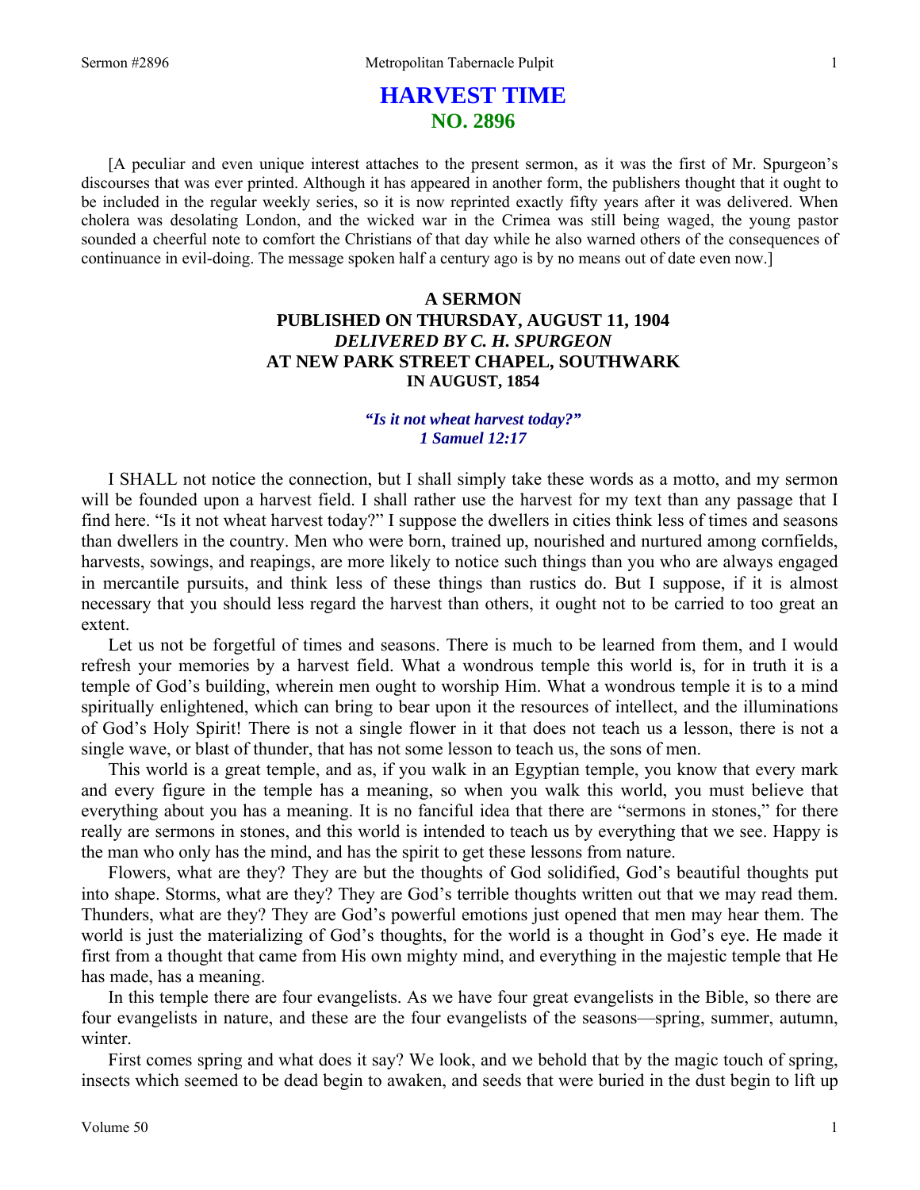# HARVEST TIME
## NO. 2896

[A peculiar and even unique interest attaches to the present sermon, as it was the first of Mr. Spurgeon's discourses that was ever printed. Although it has appeared in another form, the publishers thought that it ought to be included in the regular weekly series, so it is now reprinted exactly fifty years after it was delivered. When cholera was desolating London, and the wicked war in the Crimea was still being waged, the young pastor sounded a cheerful note to comfort the Christians of that day while he also warned others of the consequences of continuance in evil-doing. The message spoken half a century ago is by no means out of date even now.]

**A SERMON**
**PUBLISHED ON THURSDAY, AUGUST 11, 1904**
***DELIVERED BY C. H. SPURGEON***
**AT NEW PARK STREET CHAPEL, SOUTHWARK**
**IN AUGUST, 1854**

***"Is it not wheat harvest today?"***
***1 Samuel 12:17***

I SHALL not notice the connection, but I shall simply take these words as a motto, and my sermon will be founded upon a harvest field. I shall rather use the harvest for my text than any passage that I find here. "Is it not wheat harvest today?" I suppose the dwellers in cities think less of times and seasons than dwellers in the country. Men who were born, trained up, nourished and nurtured among cornfields, harvests, sowings, and reapings, are more likely to notice such things than you who are always engaged in mercantile pursuits, and think less of these things than rustics do. But I suppose, if it is almost necessary that you should less regard the harvest than others, it ought not to be carried to too great an extent.

Let us not be forgetful of times and seasons. There is much to be learned from them, and I would refresh your memories by a harvest field. What a wondrous temple this world is, for in truth it is a temple of God's building, wherein men ought to worship Him. What a wondrous temple it is to a mind spiritually enlightened, which can bring to bear upon it the resources of intellect, and the illuminations of God's Holy Spirit! There is not a single flower in it that does not teach us a lesson, there is not a single wave, or blast of thunder, that has not some lesson to teach us, the sons of men.

This world is a great temple, and as, if you walk in an Egyptian temple, you know that every mark and every figure in the temple has a meaning, so when you walk this world, you must believe that everything about you has a meaning. It is no fanciful idea that there are "sermons in stones," for there really are sermons in stones, and this world is intended to teach us by everything that we see. Happy is the man who only has the mind, and has the spirit to get these lessons from nature.

Flowers, what are they? They are but the thoughts of God solidified, God's beautiful thoughts put into shape. Storms, what are they? They are God's terrible thoughts written out that we may read them. Thunders, what are they? They are God's powerful emotions just opened that men may hear them. The world is just the materializing of God's thoughts, for the world is a thought in God's eye. He made it first from a thought that came from His own mighty mind, and everything in the majestic temple that He has made, has a meaning.

In this temple there are four evangelists. As we have four great evangelists in the Bible, so there are four evangelists in nature, and these are the four evangelists of the seasons—spring, summer, autumn, winter.

First comes spring and what does it say? We look, and we behold that by the magic touch of spring, insects which seemed to be dead begin to awaken, and seeds that were buried in the dust begin to lift up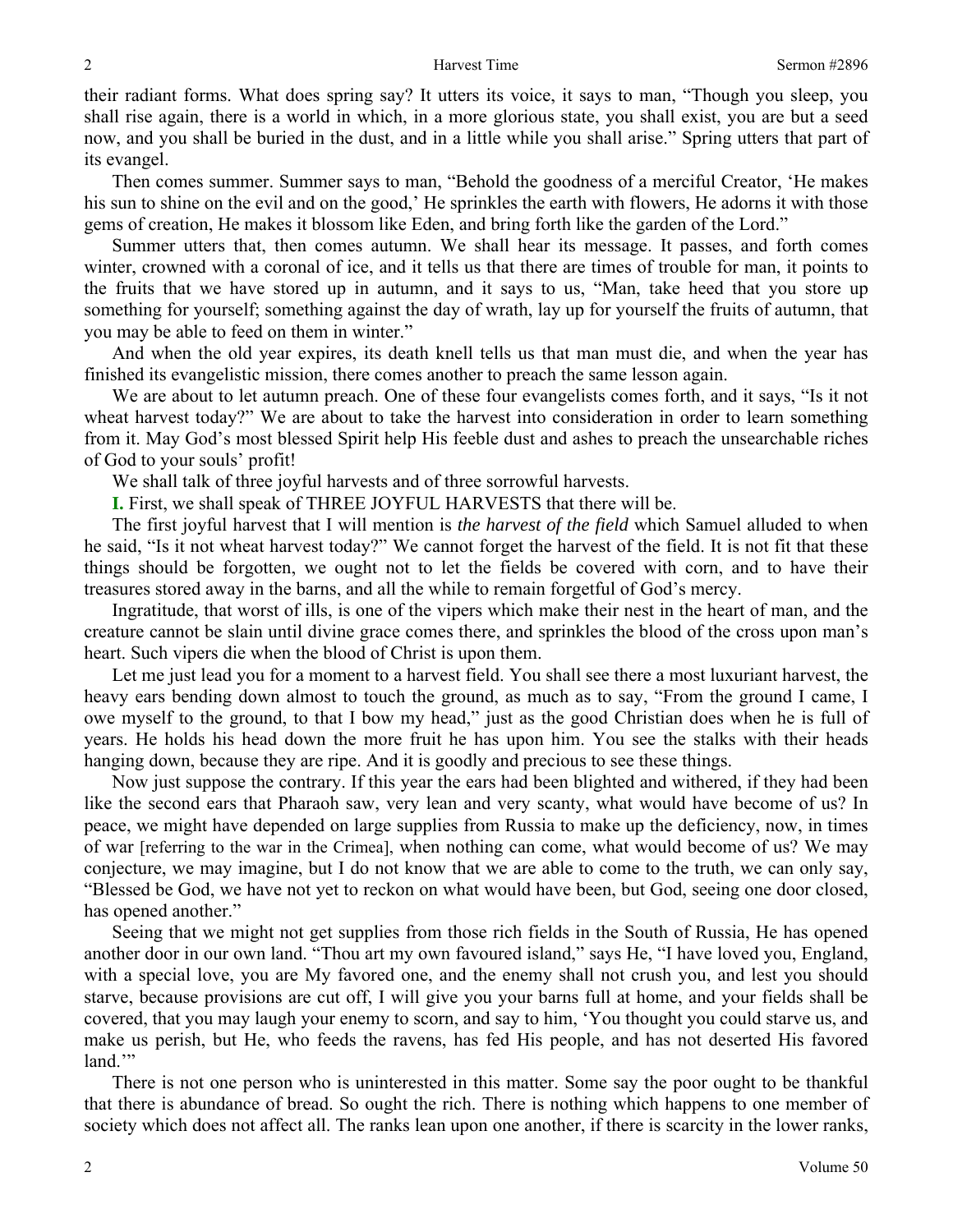their radiant forms. What does spring say? It utters its voice, it says to man, "Though you sleep, you shall rise again, there is a world in which, in a more glorious state, you shall exist, you are but a seed now, and you shall be buried in the dust, and in a little while you shall arise." Spring utters that part of its evangel.

Then comes summer. Summer says to man, "Behold the goodness of a merciful Creator, 'He makes his sun to shine on the evil and on the good,' He sprinkles the earth with flowers, He adorns it with those gems of creation, He makes it blossom like Eden, and bring forth like the garden of the Lord."

Summer utters that, then comes autumn. We shall hear its message. It passes, and forth comes winter, crowned with a coronal of ice, and it tells us that there are times of trouble for man, it points to the fruits that we have stored up in autumn, and it says to us, "Man, take heed that you store up something for yourself; something against the day of wrath, lay up for yourself the fruits of autumn, that you may be able to feed on them in winter."

And when the old year expires, its death knell tells us that man must die, and when the year has finished its evangelistic mission, there comes another to preach the same lesson again.

We are about to let autumn preach. One of these four evangelists comes forth, and it says, "Is it not wheat harvest today?" We are about to take the harvest into consideration in order to learn something from it. May God's most blessed Spirit help His feeble dust and ashes to preach the unsearchable riches of God to your souls' profit!

We shall talk of three joyful harvests and of three sorrowful harvests.

**I.** First, we shall speak of THREE JOYFUL HARVESTS that there will be.

The first joyful harvest that I will mention is *the harvest of the field* which Samuel alluded to when he said, "Is it not wheat harvest today?" We cannot forget the harvest of the field. It is not fit that these things should be forgotten, we ought not to let the fields be covered with corn, and to have their treasures stored away in the barns, and all the while to remain forgetful of God's mercy.

Ingratitude, that worst of ills, is one of the vipers which make their nest in the heart of man, and the creature cannot be slain until divine grace comes there, and sprinkles the blood of the cross upon man's heart. Such vipers die when the blood of Christ is upon them.

Let me just lead you for a moment to a harvest field. You shall see there a most luxuriant harvest, the heavy ears bending down almost to touch the ground, as much as to say, "From the ground I came, I owe myself to the ground, to that I bow my head," just as the good Christian does when he is full of years. He holds his head down the more fruit he has upon him. You see the stalks with their heads hanging down, because they are ripe. And it is goodly and precious to see these things.

Now just suppose the contrary. If this year the ears had been blighted and withered, if they had been like the second ears that Pharaoh saw, very lean and very scanty, what would have become of us? In peace, we might have depended on large supplies from Russia to make up the deficiency, now, in times of war [referring to the war in the Crimea], when nothing can come, what would become of us? We may conjecture, we may imagine, but I do not know that we are able to come to the truth, we can only say, "Blessed be God, we have not yet to reckon on what would have been, but God, seeing one door closed, has opened another."

Seeing that we might not get supplies from those rich fields in the South of Russia, He has opened another door in our own land. "Thou art my own favoured island," says He, "I have loved you, England, with a special love, you are My favored one, and the enemy shall not crush you, and lest you should starve, because provisions are cut off, I will give you your barns full at home, and your fields shall be covered, that you may laugh your enemy to scorn, and say to him, 'You thought you could starve us, and make us perish, but He, who feeds the ravens, has fed His people, and has not deserted His favored land.'"

There is not one person who is uninterested in this matter. Some say the poor ought to be thankful that there is abundance of bread. So ought the rich. There is nothing which happens to one member of society which does not affect all. The ranks lean upon one another, if there is scarcity in the lower ranks,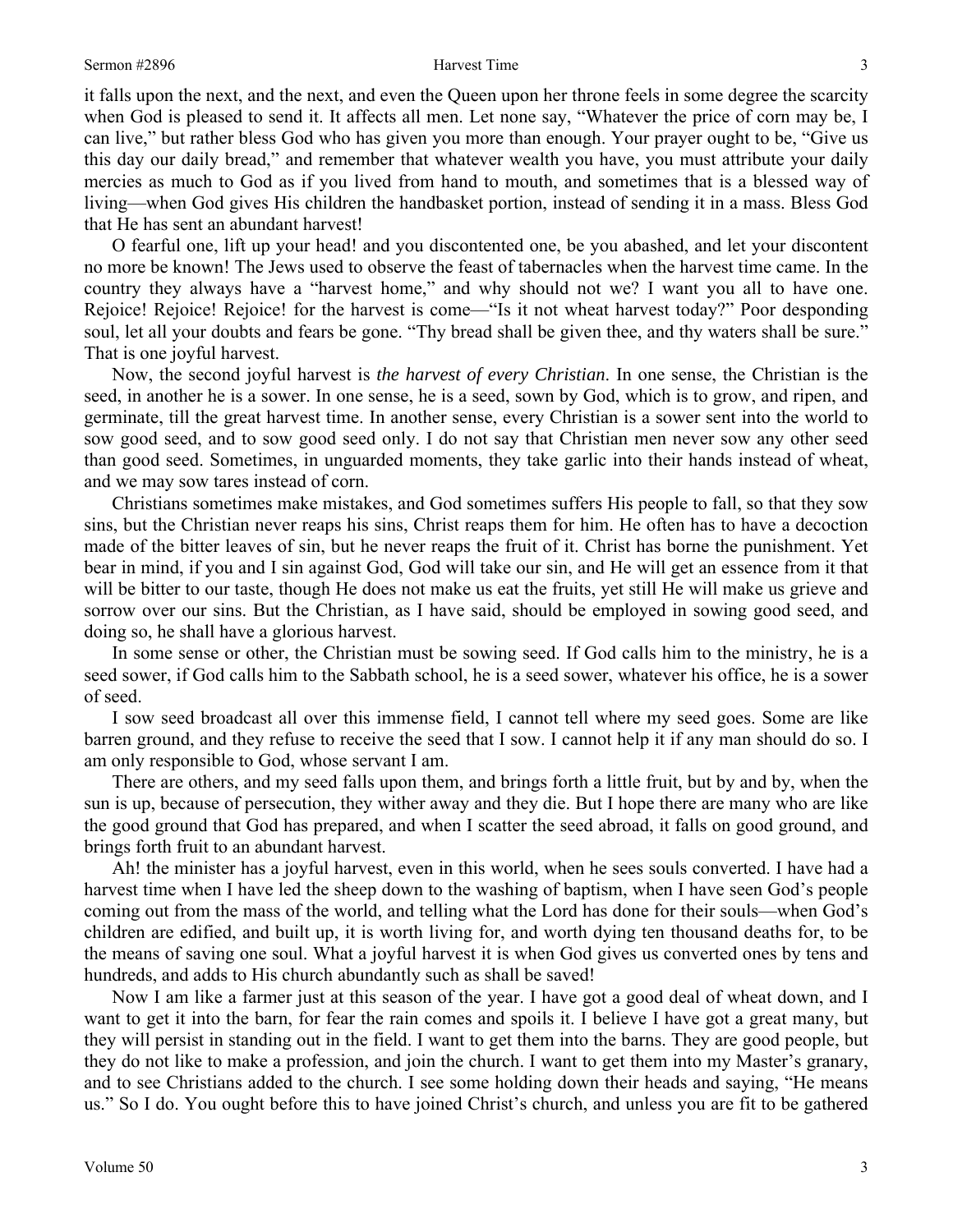it falls upon the next, and the next, and even the Queen upon her throne feels in some degree the scarcity when God is pleased to send it. It affects all men. Let none say, "Whatever the price of corn may be, I can live," but rather bless God who has given you more than enough. Your prayer ought to be, "Give us this day our daily bread," and remember that whatever wealth you have, you must attribute your daily mercies as much to God as if you lived from hand to mouth, and sometimes that is a blessed way of living—when God gives His children the handbasket portion, instead of sending it in a mass. Bless God that He has sent an abundant harvest!

O fearful one, lift up your head! and you discontented one, be you abashed, and let your discontent no more be known! The Jews used to observe the feast of tabernacles when the harvest time came. In the country they always have a "harvest home," and why should not we? I want you all to have one. Rejoice! Rejoice! Rejoice! for the harvest is come—"Is it not wheat harvest today?" Poor desponding soul, let all your doubts and fears be gone. "Thy bread shall be given thee, and thy waters shall be sure." That is one joyful harvest.

Now, the second joyful harvest is *the harvest of every Christian*. In one sense, the Christian is the seed, in another he is a sower. In one sense, he is a seed, sown by God, which is to grow, and ripen, and germinate, till the great harvest time. In another sense, every Christian is a sower sent into the world to sow good seed, and to sow good seed only. I do not say that Christian men never sow any other seed than good seed. Sometimes, in unguarded moments, they take garlic into their hands instead of wheat, and we may sow tares instead of corn.

Christians sometimes make mistakes, and God sometimes suffers His people to fall, so that they sow sins, but the Christian never reaps his sins, Christ reaps them for him. He often has to have a decoction made of the bitter leaves of sin, but he never reaps the fruit of it. Christ has borne the punishment. Yet bear in mind, if you and I sin against God, God will take our sin, and He will get an essence from it that will be bitter to our taste, though He does not make us eat the fruits, yet still He will make us grieve and sorrow over our sins. But the Christian, as I have said, should be employed in sowing good seed, and doing so, he shall have a glorious harvest.

In some sense or other, the Christian must be sowing seed. If God calls him to the ministry, he is a seed sower, if God calls him to the Sabbath school, he is a seed sower, whatever his office, he is a sower of seed.

I sow seed broadcast all over this immense field, I cannot tell where my seed goes. Some are like barren ground, and they refuse to receive the seed that I sow. I cannot help it if any man should do so. I am only responsible to God, whose servant I am.

There are others, and my seed falls upon them, and brings forth a little fruit, but by and by, when the sun is up, because of persecution, they wither away and they die. But I hope there are many who are like the good ground that God has prepared, and when I scatter the seed abroad, it falls on good ground, and brings forth fruit to an abundant harvest.

Ah! the minister has a joyful harvest, even in this world, when he sees souls converted. I have had a harvest time when I have led the sheep down to the washing of baptism, when I have seen God's people coming out from the mass of the world, and telling what the Lord has done for their souls—when God's children are edified, and built up, it is worth living for, and worth dying ten thousand deaths for, to be the means of saving one soul. What a joyful harvest it is when God gives us converted ones by tens and hundreds, and adds to His church abundantly such as shall be saved!

Now I am like a farmer just at this season of the year. I have got a good deal of wheat down, and I want to get it into the barn, for fear the rain comes and spoils it. I believe I have got a great many, but they will persist in standing out in the field. I want to get them into the barns. They are good people, but they do not like to make a profession, and join the church. I want to get them into my Master's granary, and to see Christians added to the church. I see some holding down their heads and saying, "He means us." So I do. You ought before this to have joined Christ's church, and unless you are fit to be gathered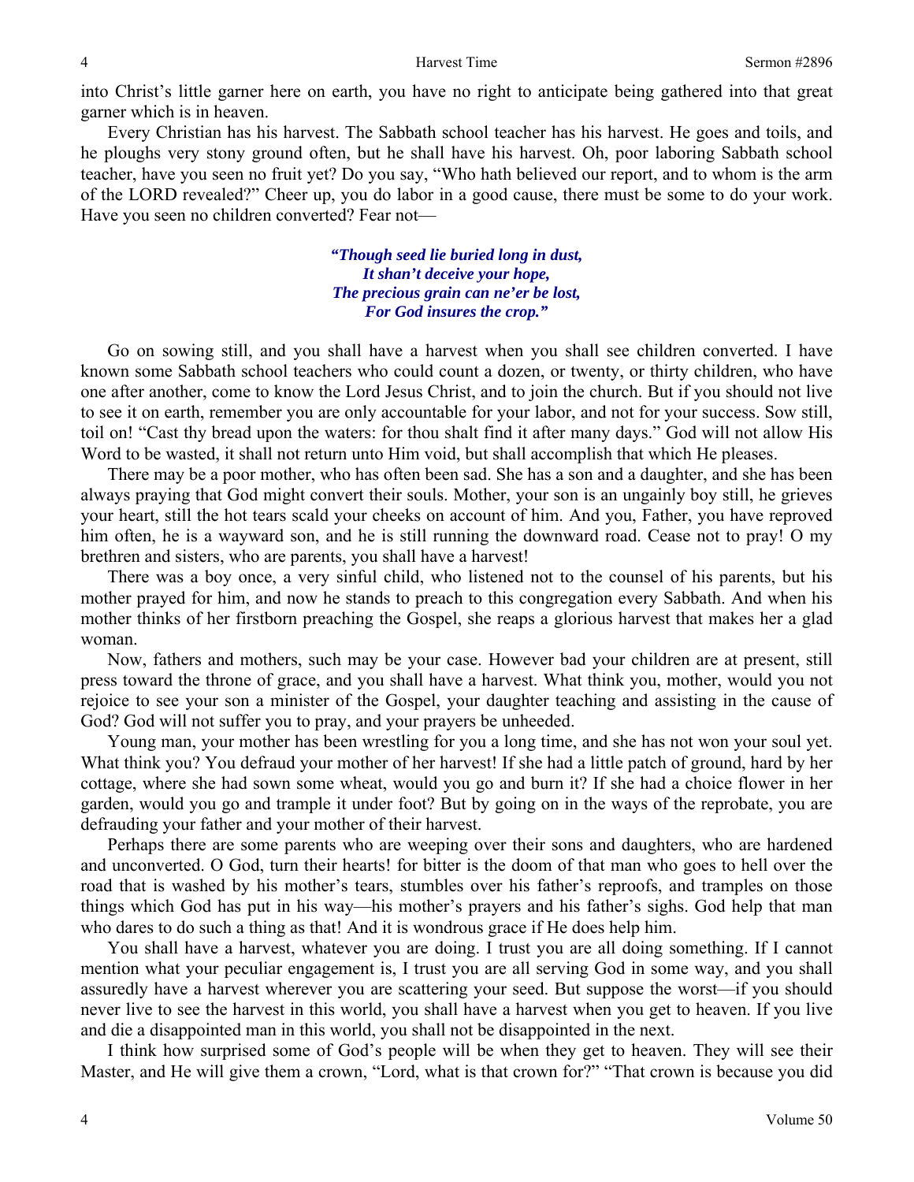into Christ's little garner here on earth, you have no right to anticipate being gathered into that great garner which is in heaven.

Every Christian has his harvest. The Sabbath school teacher has his harvest. He goes and toils, and he ploughs very stony ground often, but he shall have his harvest. Oh, poor laboring Sabbath school teacher, have you seen no fruit yet? Do you say, "Who hath believed our report, and to whom is the arm of the LORD revealed?" Cheer up, you do labor in a good cause, there must be some to do your work. Have you seen no children converted? Fear not—

> ***"Though seed lie buried long in dust,***
> ***It shan't deceive your hope,***
> ***The precious grain can ne'er be lost,***
> ***For God insures the crop."***

Go on sowing still, and you shall have a harvest when you shall see children converted. I have known some Sabbath school teachers who could count a dozen, or twenty, or thirty children, who have one after another, come to know the Lord Jesus Christ, and to join the church. But if you should not live to see it on earth, remember you are only accountable for your labor, and not for your success. Sow still, toil on! "Cast thy bread upon the waters: for thou shalt find it after many days." God will not allow His Word to be wasted, it shall not return unto Him void, but shall accomplish that which He pleases.

There may be a poor mother, who has often been sad. She has a son and a daughter, and she has been always praying that God might convert their souls. Mother, your son is an ungainly boy still, he grieves your heart, still the hot tears scald your cheeks on account of him. And you, Father, you have reproved him often, he is a wayward son, and he is still running the downward road. Cease not to pray! O my brethren and sisters, who are parents, you shall have a harvest!

There was a boy once, a very sinful child, who listened not to the counsel of his parents, but his mother prayed for him, and now he stands to preach to this congregation every Sabbath. And when his mother thinks of her firstborn preaching the Gospel, she reaps a glorious harvest that makes her a glad woman.

Now, fathers and mothers, such may be your case. However bad your children are at present, still press toward the throne of grace, and you shall have a harvest. What think you, mother, would you not rejoice to see your son a minister of the Gospel, your daughter teaching and assisting in the cause of God? God will not suffer you to pray, and your prayers be unheeded.

Young man, your mother has been wrestling for you a long time, and she has not won your soul yet. What think you? You defraud your mother of her harvest! If she had a little patch of ground, hard by her cottage, where she had sown some wheat, would you go and burn it? If she had a choice flower in her garden, would you go and trample it under foot? But by going on in the ways of the reprobate, you are defrauding your father and your mother of their harvest.

Perhaps there are some parents who are weeping over their sons and daughters, who are hardened and unconverted. O God, turn their hearts! for bitter is the doom of that man who goes to hell over the road that is washed by his mother's tears, stumbles over his father's reproofs, and tramples on those things which God has put in his way—his mother's prayers and his father's sighs. God help that man who dares to do such a thing as that! And it is wondrous grace if He does help him.

You shall have a harvest, whatever you are doing. I trust you are all doing something. If I cannot mention what your peculiar engagement is, I trust you are all serving God in some way, and you shall assuredly have a harvest wherever you are scattering your seed. But suppose the worst—if you should never live to see the harvest in this world, you shall have a harvest when you get to heaven. If you live and die a disappointed man in this world, you shall not be disappointed in the next.

I think how surprised some of God's people will be when they get to heaven. They will see their Master, and He will give them a crown, "Lord, what is that crown for?" "That crown is because you did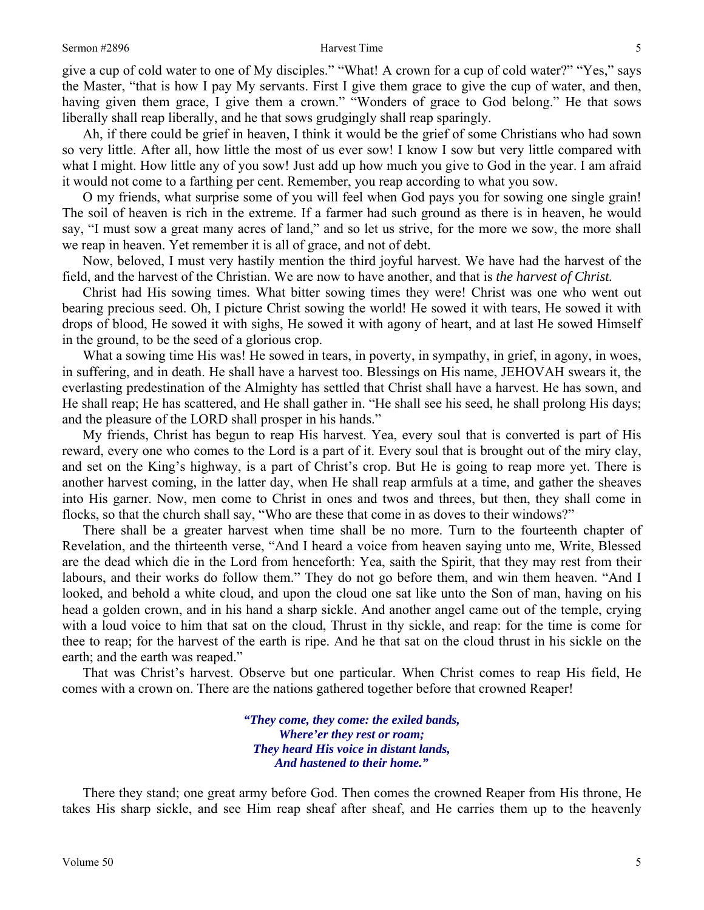give a cup of cold water to one of My disciples." "What! A crown for a cup of cold water?" "Yes," says the Master, "that is how I pay My servants. First I give them grace to give the cup of water, and then, having given them grace, I give them a crown." "Wonders of grace to God belong." He that sows liberally shall reap liberally, and he that sows grudgingly shall reap sparingly.

Ah, if there could be grief in heaven, I think it would be the grief of some Christians who had sown so very little. After all, how little the most of us ever sow! I know I sow but very little compared with what I might. How little any of you sow! Just add up how much you give to God in the year. I am afraid it would not come to a farthing per cent. Remember, you reap according to what you sow.

O my friends, what surprise some of you will feel when God pays you for sowing one single grain! The soil of heaven is rich in the extreme. If a farmer had such ground as there is in heaven, he would say, "I must sow a great many acres of land," and so let us strive, for the more we sow, the more shall we reap in heaven. Yet remember it is all of grace, and not of debt.

Now, beloved, I must very hastily mention the third joyful harvest. We have had the harvest of the field, and the harvest of the Christian. We are now to have another, and that is *the harvest of Christ.*

Christ had His sowing times. What bitter sowing times they were! Christ was one who went out bearing precious seed. Oh, I picture Christ sowing the world! He sowed it with tears, He sowed it with drops of blood, He sowed it with sighs, He sowed it with agony of heart, and at last He sowed Himself in the ground, to be the seed of a glorious crop.

What a sowing time His was! He sowed in tears, in poverty, in sympathy, in grief, in agony, in woes, in suffering, and in death. He shall have a harvest too. Blessings on His name, JEHOVAH swears it, the everlasting predestination of the Almighty has settled that Christ shall have a harvest. He has sown, and He shall reap; He has scattered, and He shall gather in. "He shall see his seed, he shall prolong His days; and the pleasure of the LORD shall prosper in his hands."

My friends, Christ has begun to reap His harvest. Yea, every soul that is converted is part of His reward, every one who comes to the Lord is a part of it. Every soul that is brought out of the miry clay, and set on the King's highway, is a part of Christ's crop. But He is going to reap more yet. There is another harvest coming, in the latter day, when He shall reap armfuls at a time, and gather the sheaves into His garner. Now, men come to Christ in ones and twos and threes, but then, they shall come in flocks, so that the church shall say, "Who are these that come in as doves to their windows?"

There shall be a greater harvest when time shall be no more. Turn to the fourteenth chapter of Revelation, and the thirteenth verse, "And I heard a voice from heaven saying unto me, Write, Blessed are the dead which die in the Lord from henceforth: Yea, saith the Spirit, that they may rest from their labours, and their works do follow them." They do not go before them, and win them heaven. "And I looked, and behold a white cloud, and upon the cloud one sat like unto the Son of man, having on his head a golden crown, and in his hand a sharp sickle. And another angel came out of the temple, crying with a loud voice to him that sat on the cloud, Thrust in thy sickle, and reap: for the time is come for thee to reap; for the harvest of the earth is ripe. And he that sat on the cloud thrust in his sickle on the earth; and the earth was reaped."

That was Christ's harvest. Observe but one particular. When Christ comes to reap His field, He comes with a crown on. There are the nations gathered together before that crowned Reaper!

*"They come, they come: the exiled bands,*
*Where'er they rest or roam;*
*They heard His voice in distant lands,*
*And hastened to their home."*

There they stand; one great army before God. Then comes the crowned Reaper from His throne, He takes His sharp sickle, and see Him reap sheaf after sheaf, and He carries them up to the heavenly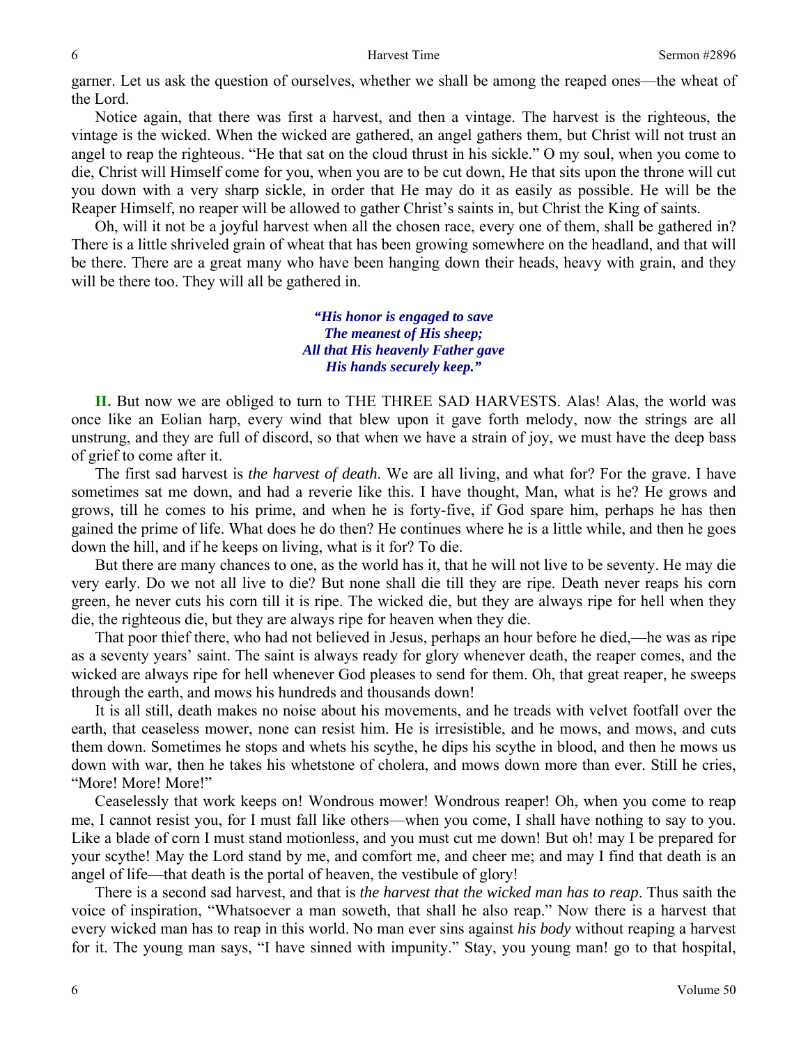garner. Let us ask the question of ourselves, whether we shall be among the reaped ones—the wheat of the Lord.

Notice again, that there was first a harvest, and then a vintage. The harvest is the righteous, the vintage is the wicked. When the wicked are gathered, an angel gathers them, but Christ will not trust an angel to reap the righteous. "He that sat on the cloud thrust in his sickle." O my soul, when you come to die, Christ will Himself come for you, when you are to be cut down, He that sits upon the throne will cut you down with a very sharp sickle, in order that He may do it as easily as possible. He will be the Reaper Himself, no reaper will be allowed to gather Christ's saints in, but Christ the King of saints.

Oh, will it not be a joyful harvest when all the chosen race, every one of them, shall be gathered in? There is a little shriveled grain of wheat that has been growing somewhere on the headland, and that will be there. There are a great many who have been hanging down their heads, heavy with grain, and they will be there too. They will all be gathered in.

*"His honor is engaged to save*
*The meanest of His sheep;*
*All that His heavenly Father gave*
*His hands securely keep."*

**II.** But now we are obliged to turn to THE THREE SAD HARVESTS. Alas! Alas, the world was once like an Eolian harp, every wind that blew upon it gave forth melody, now the strings are all unstrung, and they are full of discord, so that when we have a strain of joy, we must have the deep bass of grief to come after it.

The first sad harvest is *the harvest of death*. We are all living, and what for? For the grave. I have sometimes sat me down, and had a reverie like this. I have thought, Man, what is he? He grows and grows, till he comes to his prime, and when he is forty-five, if God spare him, perhaps he has then gained the prime of life. What does he do then? He continues where he is a little while, and then he goes down the hill, and if he keeps on living, what is it for? To die.

But there are many chances to one, as the world has it, that he will not live to be seventy. He may die very early. Do we not all live to die? But none shall die till they are ripe. Death never reaps his corn green, he never cuts his corn till it is ripe. The wicked die, but they are always ripe for hell when they die, the righteous die, but they are always ripe for heaven when they die.

That poor thief there, who had not believed in Jesus, perhaps an hour before he died,—he was as ripe as a seventy years' saint. The saint is always ready for glory whenever death, the reaper comes, and the wicked are always ripe for hell whenever God pleases to send for them. Oh, that great reaper, he sweeps through the earth, and mows his hundreds and thousands down!

It is all still, death makes no noise about his movements, and he treads with velvet footfall over the earth, that ceaseless mower, none can resist him. He is irresistible, and he mows, and mows, and cuts them down. Sometimes he stops and whets his scythe, he dips his scythe in blood, and then he mows us down with war, then he takes his whetstone of cholera, and mows down more than ever. Still he cries, "More! More! More!"

Ceaselessly that work keeps on! Wondrous mower! Wondrous reaper! Oh, when you come to reap me, I cannot resist you, for I must fall like others—when you come, I shall have nothing to say to you. Like a blade of corn I must stand motionless, and you must cut me down! But oh! may I be prepared for your scythe! May the Lord stand by me, and comfort me, and cheer me; and may I find that death is an angel of life—that death is the portal of heaven, the vestibule of glory!

There is a second sad harvest, and that is *the harvest that the wicked man has to reap*. Thus saith the voice of inspiration, "Whatsoever a man soweth, that shall he also reap." Now there is a harvest that every wicked man has to reap in this world. No man ever sins against *his body* without reaping a harvest for it. The young man says, "I have sinned with impunity." Stay, you young man! go to that hospital,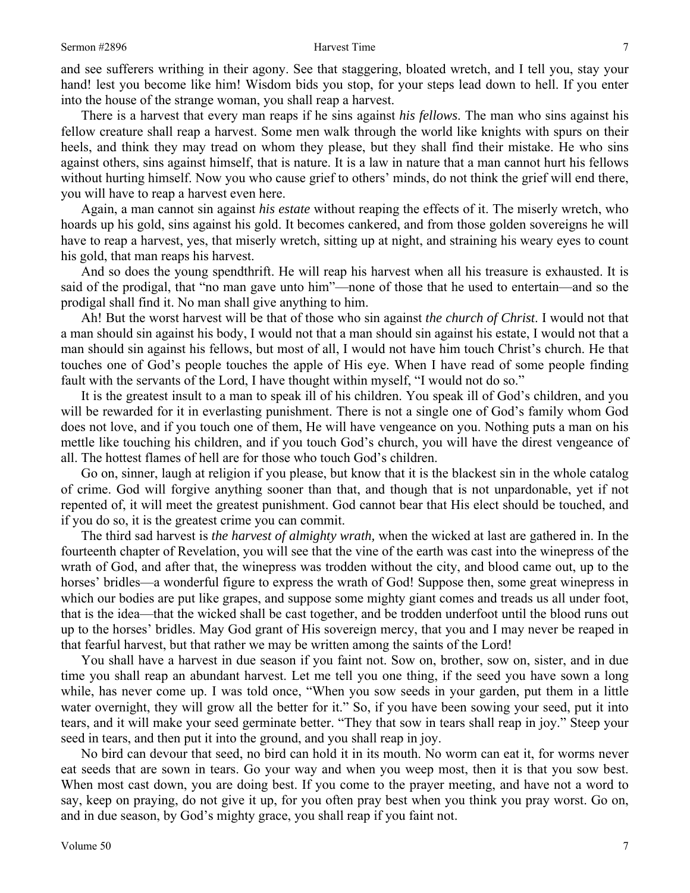and see sufferers writhing in their agony. See that staggering, bloated wretch, and I tell you, stay your hand! lest you become like him! Wisdom bids you stop, for your steps lead down to hell. If you enter into the house of the strange woman, you shall reap a harvest.

There is a harvest that every man reaps if he sins against *his fellows*. The man who sins against his fellow creature shall reap a harvest. Some men walk through the world like knights with spurs on their heels, and think they may tread on whom they please, but they shall find their mistake. He who sins against others, sins against himself, that is nature. It is a law in nature that a man cannot hurt his fellows without hurting himself. Now you who cause grief to others' minds, do not think the grief will end there, you will have to reap a harvest even here.

Again, a man cannot sin against *his estate* without reaping the effects of it. The miserly wretch, who hoards up his gold, sins against his gold. It becomes cankered, and from those golden sovereigns he will have to reap a harvest, yes, that miserly wretch, sitting up at night, and straining his weary eyes to count his gold, that man reaps his harvest.

And so does the young spendthrift. He will reap his harvest when all his treasure is exhausted. It is said of the prodigal, that "no man gave unto him"—none of those that he used to entertain—and so the prodigal shall find it. No man shall give anything to him.

Ah! But the worst harvest will be that of those who sin against *the church of Christ*. I would not that a man should sin against his body, I would not that a man should sin against his estate, I would not that a man should sin against his fellows, but most of all, I would not have him touch Christ's church. He that touches one of God's people touches the apple of His eye. When I have read of some people finding fault with the servants of the Lord, I have thought within myself, "I would not do so."

It is the greatest insult to a man to speak ill of his children. You speak ill of God's children, and you will be rewarded for it in everlasting punishment. There is not a single one of God's family whom God does not love, and if you touch one of them, He will have vengeance on you. Nothing puts a man on his mettle like touching his children, and if you touch God's church, you will have the direst vengeance of all. The hottest flames of hell are for those who touch God's children.

Go on, sinner, laugh at religion if you please, but know that it is the blackest sin in the whole catalog of crime. God will forgive anything sooner than that, and though that is not unpardonable, yet if not repented of, it will meet the greatest punishment. God cannot bear that His elect should be touched, and if you do so, it is the greatest crime you can commit.

The third sad harvest is *the harvest of almighty wrath,* when the wicked at last are gathered in. In the fourteenth chapter of Revelation, you will see that the vine of the earth was cast into the winepress of the wrath of God, and after that, the winepress was trodden without the city, and blood came out, up to the horses' bridles—a wonderful figure to express the wrath of God! Suppose then, some great winepress in which our bodies are put like grapes, and suppose some mighty giant comes and treads us all under foot, that is the idea—that the wicked shall be cast together, and be trodden underfoot until the blood runs out up to the horses' bridles. May God grant of His sovereign mercy, that you and I may never be reaped in that fearful harvest, but that rather we may be written among the saints of the Lord!

You shall have a harvest in due season if you faint not. Sow on, brother, sow on, sister, and in due time you shall reap an abundant harvest. Let me tell you one thing, if the seed you have sown a long while, has never come up. I was told once, "When you sow seeds in your garden, put them in a little water overnight, they will grow all the better for it." So, if you have been sowing your seed, put it into tears, and it will make your seed germinate better. "They that sow in tears shall reap in joy." Steep your seed in tears, and then put it into the ground, and you shall reap in joy.

No bird can devour that seed, no bird can hold it in its mouth. No worm can eat it, for worms never eat seeds that are sown in tears. Go your way and when you weep most, then it is that you sow best. When most cast down, you are doing best. If you come to the prayer meeting, and have not a word to say, keep on praying, do not give it up, for you often pray best when you think you pray worst. Go on, and in due season, by God's mighty grace, you shall reap if you faint not.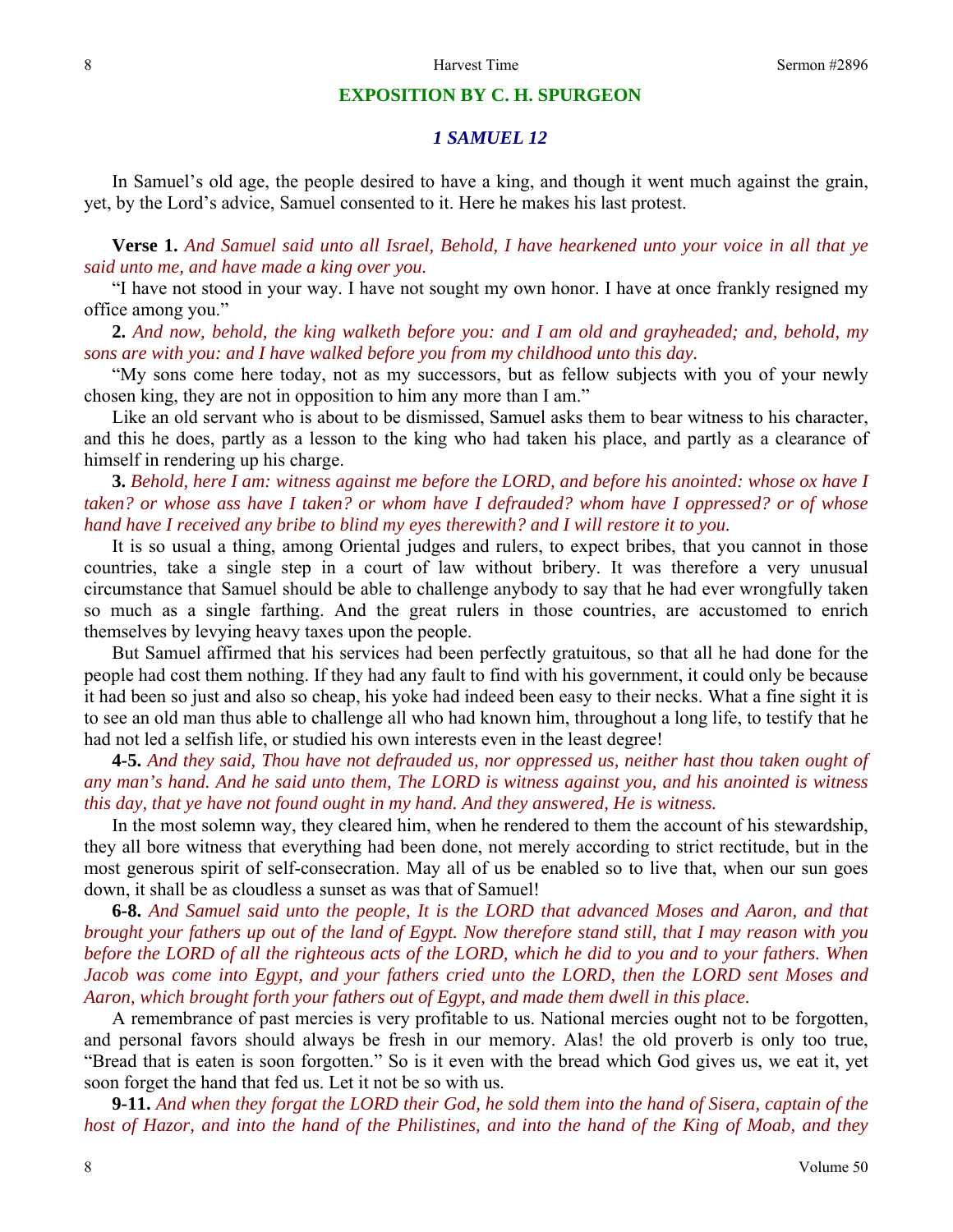## EXPOSITION BY C. H. SPURGEON

### *1 SAMUEL 12*

In Samuel's old age, the people desired to have a king, and though it went much against the grain, yet, by the Lord's advice, Samuel consented to it. Here he makes his last protest.

**Verse 1.** *And Samuel said unto all Israel, Behold, I have hearkened unto your voice in all that ye said unto me, and have made a king over you.*

"I have not stood in your way. I have not sought my own honor. I have at once frankly resigned my office among you."

**2.** *And now, behold, the king walketh before you: and I am old and grayheaded; and, behold, my sons are with you: and I have walked before you from my childhood unto this day.*

"My sons come here today, not as my successors, but as fellow subjects with you of your newly chosen king, they are not in opposition to him any more than I am."

Like an old servant who is about to be dismissed, Samuel asks them to bear witness to his character, and this he does, partly as a lesson to the king who had taken his place, and partly as a clearance of himself in rendering up his charge.

**3.** *Behold, here I am: witness against me before the LORD, and before his anointed: whose ox have I taken? or whose ass have I taken? or whom have I defrauded? whom have I oppressed? or of whose hand have I received any bribe to blind my eyes therewith? and I will restore it to you.*

It is so usual a thing, among Oriental judges and rulers, to expect bribes, that you cannot in those countries, take a single step in a court of law without bribery. It was therefore a very unusual circumstance that Samuel should be able to challenge anybody to say that he had ever wrongfully taken so much as a single farthing. And the great rulers in those countries, are accustomed to enrich themselves by levying heavy taxes upon the people.

But Samuel affirmed that his services had been perfectly gratuitous, so that all he had done for the people had cost them nothing. If they had any fault to find with his government, it could only be because it had been so just and also so cheap, his yoke had indeed been easy to their necks. What a fine sight it is to see an old man thus able to challenge all who had known him, throughout a long life, to testify that he had not led a selfish life, or studied his own interests even in the least degree!

**4-5.** *And they said, Thou have not defrauded us, nor oppressed us, neither hast thou taken ought of any man's hand. And he said unto them, The LORD is witness against you, and his anointed is witness this day, that ye have not found ought in my hand. And they answered, He is witness.*

In the most solemn way, they cleared him, when he rendered to them the account of his stewardship, they all bore witness that everything had been done, not merely according to strict rectitude, but in the most generous spirit of self-consecration. May all of us be enabled so to live that, when our sun goes down, it shall be as cloudless a sunset as was that of Samuel!

**6-8.** *And Samuel said unto the people, It is the LORD that advanced Moses and Aaron, and that brought your fathers up out of the land of Egypt. Now therefore stand still, that I may reason with you before the LORD of all the righteous acts of the LORD, which he did to you and to your fathers. When Jacob was come into Egypt, and your fathers cried unto the LORD, then the LORD sent Moses and Aaron, which brought forth your fathers out of Egypt, and made them dwell in this place.*

A remembrance of past mercies is very profitable to us. National mercies ought not to be forgotten, and personal favors should always be fresh in our memory. Alas! the old proverb is only too true, "Bread that is eaten is soon forgotten." So is it even with the bread which God gives us, we eat it, yet soon forget the hand that fed us. Let it not be so with us.

**9-11.** *And when they forgat the LORD their God, he sold them into the hand of Sisera, captain of the host of Hazor, and into the hand of the Philistines, and into the hand of the King of Moab, and they*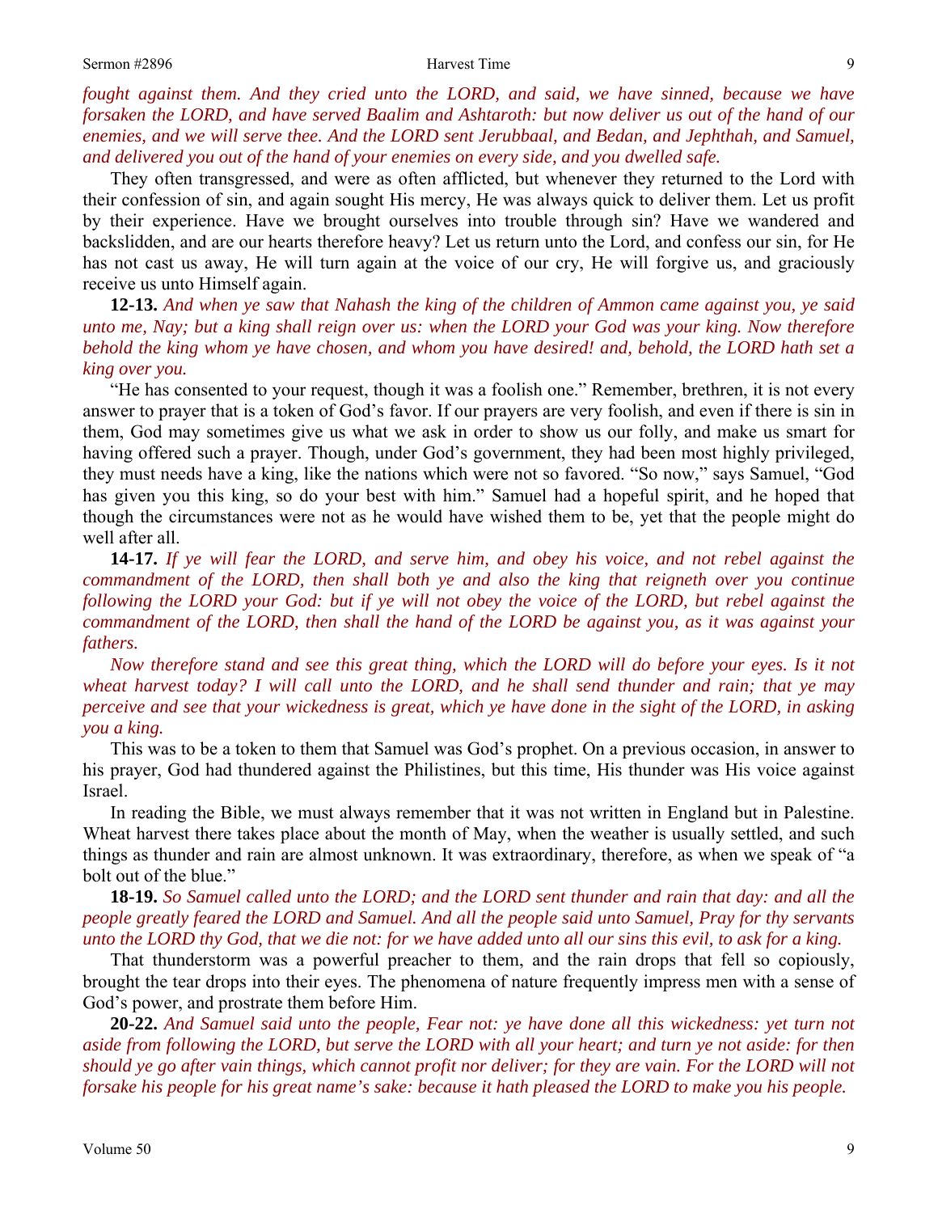*fought against them. And they cried unto the LORD, and said, we have sinned, because we have forsaken the LORD, and have served Baalim and Ashtaroth: but now deliver us out of the hand of our enemies, and we will serve thee. And the LORD sent Jerubbaal, and Bedan, and Jephthah, and Samuel, and delivered you out of the hand of your enemies on every side, and you dwelled safe.*

They often transgressed, and were as often afflicted, but whenever they returned to the Lord with their confession of sin, and again sought His mercy, He was always quick to deliver them. Let us profit by their experience. Have we brought ourselves into trouble through sin? Have we wandered and backslidden, and are our hearts therefore heavy? Let us return unto the Lord, and confess our sin, for He has not cast us away, He will turn again at the voice of our cry, He will forgive us, and graciously receive us unto Himself again.

**12-13.** *And when ye saw that Nahash the king of the children of Ammon came against you, ye said unto me, Nay; but a king shall reign over us: when the LORD your God was your king. Now therefore behold the king whom ye have chosen, and whom you have desired! and, behold, the LORD hath set a king over you.*

"He has consented to your request, though it was a foolish one." Remember, brethren, it is not every answer to prayer that is a token of God's favor. If our prayers are very foolish, and even if there is sin in them, God may sometimes give us what we ask in order to show us our folly, and make us smart for having offered such a prayer. Though, under God's government, they had been most highly privileged, they must needs have a king, like the nations which were not so favored. "So now," says Samuel, "God has given you this king, so do your best with him." Samuel had a hopeful spirit, and he hoped that though the circumstances were not as he would have wished them to be, yet that the people might do well after all.

**14-17.** *If ye will fear the LORD, and serve him, and obey his voice, and not rebel against the commandment of the LORD, then shall both ye and also the king that reigneth over you continue following the LORD your God: but if ye will not obey the voice of the LORD, but rebel against the commandment of the LORD, then shall the hand of the LORD be against you, as it was against your fathers.*

*Now therefore stand and see this great thing, which the LORD will do before your eyes. Is it not wheat harvest today? I will call unto the LORD, and he shall send thunder and rain; that ye may perceive and see that your wickedness is great, which ye have done in the sight of the LORD, in asking you a king.*

This was to be a token to them that Samuel was God's prophet. On a previous occasion, in answer to his prayer, God had thundered against the Philistines, but this time, His thunder was His voice against Israel.

In reading the Bible, we must always remember that it was not written in England but in Palestine. Wheat harvest there takes place about the month of May, when the weather is usually settled, and such things as thunder and rain are almost unknown. It was extraordinary, therefore, as when we speak of "a bolt out of the blue."

**18-19.** *So Samuel called unto the LORD; and the LORD sent thunder and rain that day: and all the people greatly feared the LORD and Samuel. And all the people said unto Samuel, Pray for thy servants unto the LORD thy God, that we die not: for we have added unto all our sins this evil, to ask for a king.*

That thunderstorm was a powerful preacher to them, and the rain drops that fell so copiously, brought the tear drops into their eyes. The phenomena of nature frequently impress men with a sense of God's power, and prostrate them before Him.

**20-22.** *And Samuel said unto the people, Fear not: ye have done all this wickedness: yet turn not aside from following the LORD, but serve the LORD with all your heart; and turn ye not aside: for then should ye go after vain things, which cannot profit nor deliver; for they are vain. For the LORD will not forsake his people for his great name's sake: because it hath pleased the LORD to make you his people.*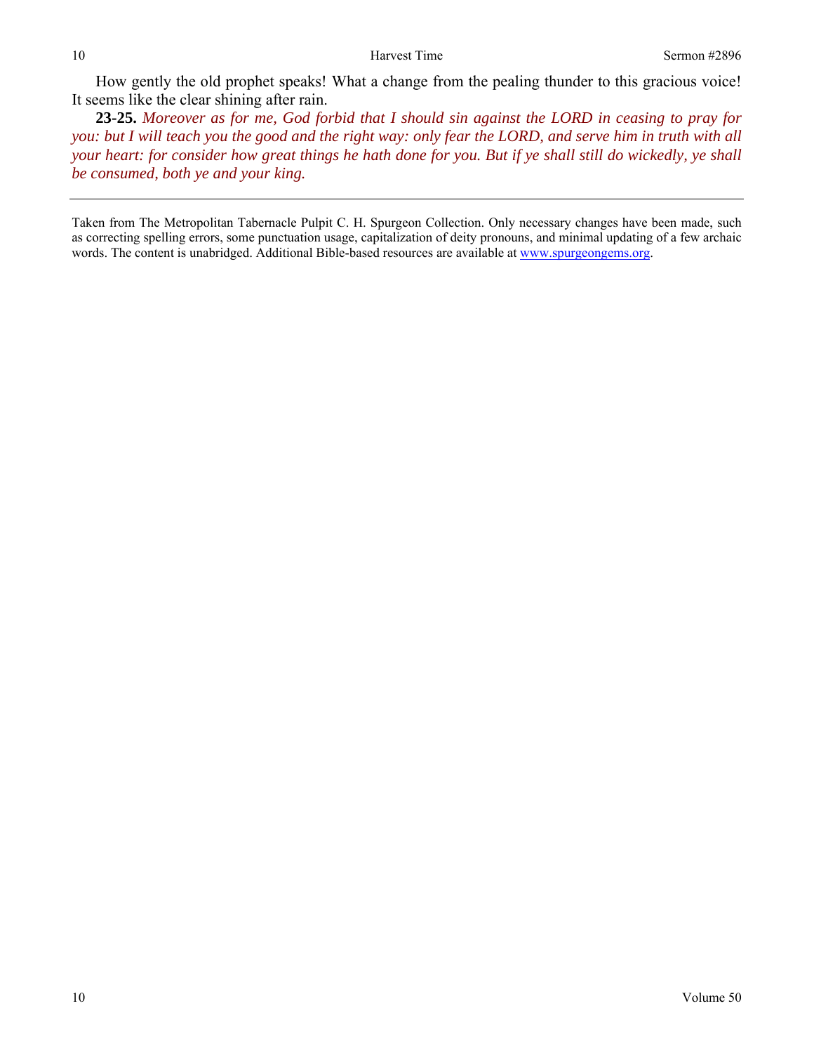How gently the old prophet speaks! What a change from the pealing thunder to this gracious voice! It seems like the clear shining after rain.

**23-25.** *Moreover as for me, God forbid that I should sin against the LORD in ceasing to pray for you: but I will teach you the good and the right way: only fear the LORD, and serve him in truth with all your heart: for consider how great things he hath done for you. But if ye shall still do wickedly, ye shall be consumed, both ye and your king.*

---

Taken from The Metropolitan Tabernacle Pulpit C. H. Spurgeon Collection. Only necessary changes have been made, such as correcting spelling errors, some punctuation usage, capitalization of deity pronouns, and minimal updating of a few archaic words. The content is unabridged. Additional Bible-based resources are available at www.spurgeongems.org.